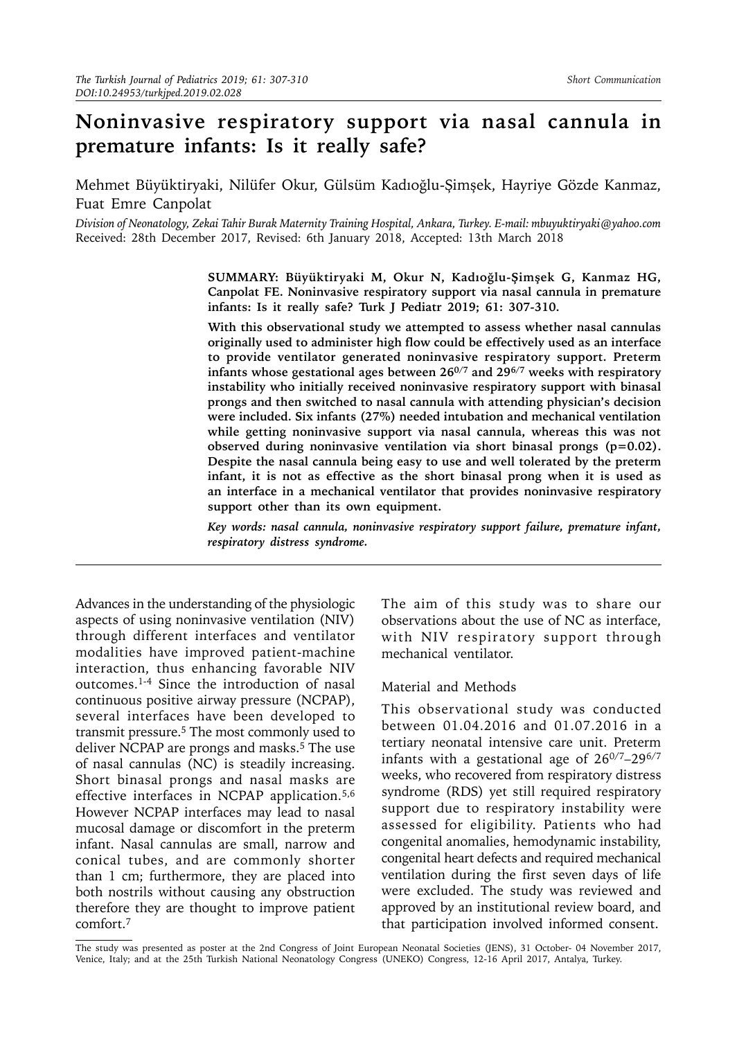# Noninvasive respiratory support via nasal cannula in premature infants: Is it really safe?

Mehmet Büyüktiryaki, Nilüfer Okur, Gülsüm Kadıoğlu-Şimşek, Hayriye Gözde Kanmaz, Fuat Emre Canpolat

*Division of Neonatology, Zekai Tahir Burak Maternity Training Hospital, Ankara, Turkey. E-mail: mbuyuktiryaki@yahoo.com*
Received: 28th December 2017, Revised: 6th January 2018, Accepted: 13th March 2018

**SUMMARY: Büyüktiryaki M, Okur N, Kadıoğlu-Şimşek G, Kanmaz HG, Canpolat FE. Noninvasive respiratory support via nasal cannula in premature infants: Is it really safe? Turk J Pediatr 2019; 61: 307-310.**

**With this observational study we attempted to assess whether nasal cannulas originally used to administer high flow could be effectively used as an interface to provide ventilator generated noninvasive respiratory support. Preterm infants whose gestational ages between $26^{0/7}$ and $29^{6/7}$ weeks with respiratory instability who initially received noninvasive respiratory support with binasal prongs and then switched to nasal cannula with attending physician's decision were included. Six infants (27%) needed intubation and mechanical ventilation while getting noninvasive support via nasal cannula, whereas this was not observed during noninvasive ventilation via short binasal prongs ($p=0.02$). Despite the nasal cannula being easy to use and well tolerated by the preterm infant, it is not as effective as the short binasal prong when it is used as an interface in a mechanical ventilator that provides noninvasive respiratory support other than its own equipment.**

***Key words: nasal cannula, noninvasive respiratory support failure, premature infant, respiratory distress syndrome.***

Advances in the understanding of the physiologic aspects of using noninvasive ventilation (NIV) through different interfaces and ventilator modalities have improved patient-machine interaction, thus enhancing favorable NIV outcomes.[1-4] Since the introduction of nasal continuous positive airway pressure (NCPAP), several interfaces have been developed to transmit pressure.[5] The most commonly used to deliver NCPAP are prongs and masks.[5] The use of nasal cannulas (NC) is steadily increasing. Short binasal prongs and nasal masks are effective interfaces in NCPAP application.[5,6] However NCPAP interfaces may lead to nasal mucosal damage or discomfort in the preterm infant. Nasal cannulas are small, narrow and conical tubes, and are commonly shorter than 1 cm; furthermore, they are placed into both nostrils without causing any obstruction therefore they are thought to improve patient comfort.[7]

The aim of this study was to share our observations about the use of NC as interface, with NIV respiratory support through mechanical ventilator.

## Material and Methods

This observational study was conducted between 01.04.2016 and 01.07.2016 in a tertiary neonatal intensive care unit. Preterm infants with a gestational age of $26^{0/7}$–$29^{6/7}$ weeks, who recovered from respiratory distress syndrome (RDS) yet still required respiratory support due to respiratory instability were assessed for eligibility. Patients who had congenital anomalies, hemodynamic instability, congenital heart defects and required mechanical ventilation during the first seven days of life were excluded. The study was reviewed and approved by an institutional review board, and that participation involved informed consent.

The study was presented as poster at the 2nd Congress of Joint European Neonatal Societies (JENS), 31 October- 04 November 2017, Venice, Italy; and at the 25th Turkish National Neonatology Congress (UNEKO) Congress, 12-16 April 2017, Antalya, Turkey.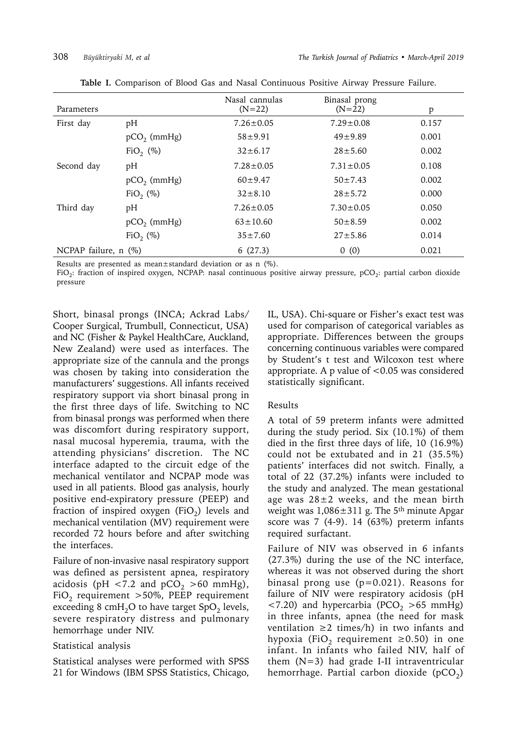**Table I.** Comparison of Blood Gas and Nasal Continuous Positive Airway Pressure Failure.

| Parameters | | Nasal cannulas (N=22) | Binasal prong (N=22) | p |
|---|---|---|---|---|
| First day | pH | 7.26±0.05 | 7.29±0.08 | 0.157 |
| | $pCO_2$ (mmHg) | 58±9.91 | 49±9.89 | 0.001 |
| | $FiO_2$ (%) | 32±6.17 | 28±5.60 | 0.002 |
| Second day | pH | 7.28±0.05 | 7.31±0.05 | 0.108 |
| | $pCO_2$ (mmHg) | 60±9.47 | 50±7.43 | 0.002 |
| | $FiO_2$ (%) | 32±8.10 | 28±5.72 | 0.000 |
| Third day | pH | 7.26±0.05 | 7.30±0.05 | 0.050 |
| | $pCO_2$ (mmHg) | 63±10.60 | 50±8.59 | 0.002 |
| | $FiO_2$ (%) | 35±7.60 | 27±5.86 | 0.014 |
| NCPAP failure, n (%) | | 6 (27.3) | 0 (0) | 0.021 |

Results are presented as mean±standard deviation or as n (%).
$FiO_2$: fraction of inspired oxygen, NCPAP: nasal continuous positive airway pressure, $pCO_2$: partial carbon dioxide pressure

Short, binasal prongs (INCA; Ackrad Labs/ Cooper Surgical, Trumbull, Connecticut, USA) and NC (Fisher & Paykel HealthCare, Auckland, New Zealand) were used as interfaces. The appropriate size of the cannula and the prongs was chosen by taking into consideration the manufacturers' suggestions. All infants received respiratory support via short binasal prong in the first three days of life. Switching to NC from binasal prongs was performed when there was discomfort during respiratory support, nasal mucosal hyperemia, trauma, with the attending physicians' discretion. The NC interface adapted to the circuit edge of the mechanical ventilator and NCPAP mode was used in all patients. Blood gas analysis, hourly positive end-expiratory pressure (PEEP) and fraction of inspired oxygen ($FiO_2$) levels and mechanical ventilation (MV) requirement were recorded 72 hours before and after switching the interfaces.

Failure of non-invasive nasal respiratory support was defined as persistent apnea, respiratory acidosis (pH <7.2 and $pCO_2$ >60 mmHg), $FiO_2$ requirement >50%, PEEP requirement exceeding 8 $cmH_2O$ to have target $SpO_2$ levels, severe respiratory distress and pulmonary hemorrhage under NIV.

### Statistical analysis

Statistical analyses were performed with SPSS 21 for Windows (IBM SPSS Statistics, Chicago, IL, USA). Chi-square or Fisher's exact test was used for comparison of categorical variables as appropriate. Differences between the groups concerning continuous variables were compared by Student's t test and Wilcoxon test where appropriate. A p value of <0.05 was considered statistically significant.

## Results

A total of 59 preterm infants were admitted during the study period. Six (10.1%) of them died in the first three days of life, 10 (16.9%) could not be extubated and in 21 (35.5%) patients' interfaces did not switch. Finally, a total of 22 (37.2%) infants were included to the study and analyzed. The mean gestational age was 28±2 weeks, and the mean birth weight was 1,086±311 g. The 5th minute Apgar score was 7 (4-9). 14 (63%) preterm infants required surfactant.

Failure of NIV was observed in 6 infants (27.3%) during the use of the NC interface, whereas it was not observed during the short binasal prong use (p=0.021). Reasons for failure of NIV were respiratory acidosis (pH <7.20) and hypercarbia ($PCO_2$ >65 mmHg) in three infants, apnea (the need for mask ventilation ≥2 times/h) in two infants and hypoxia ($FiO_2$ requirement ≥0.50) in one infant. In infants who failed NIV, half of them (N=3) had grade I-II intraventricular hemorrhage. Partial carbon dioxide ($pCO_2$)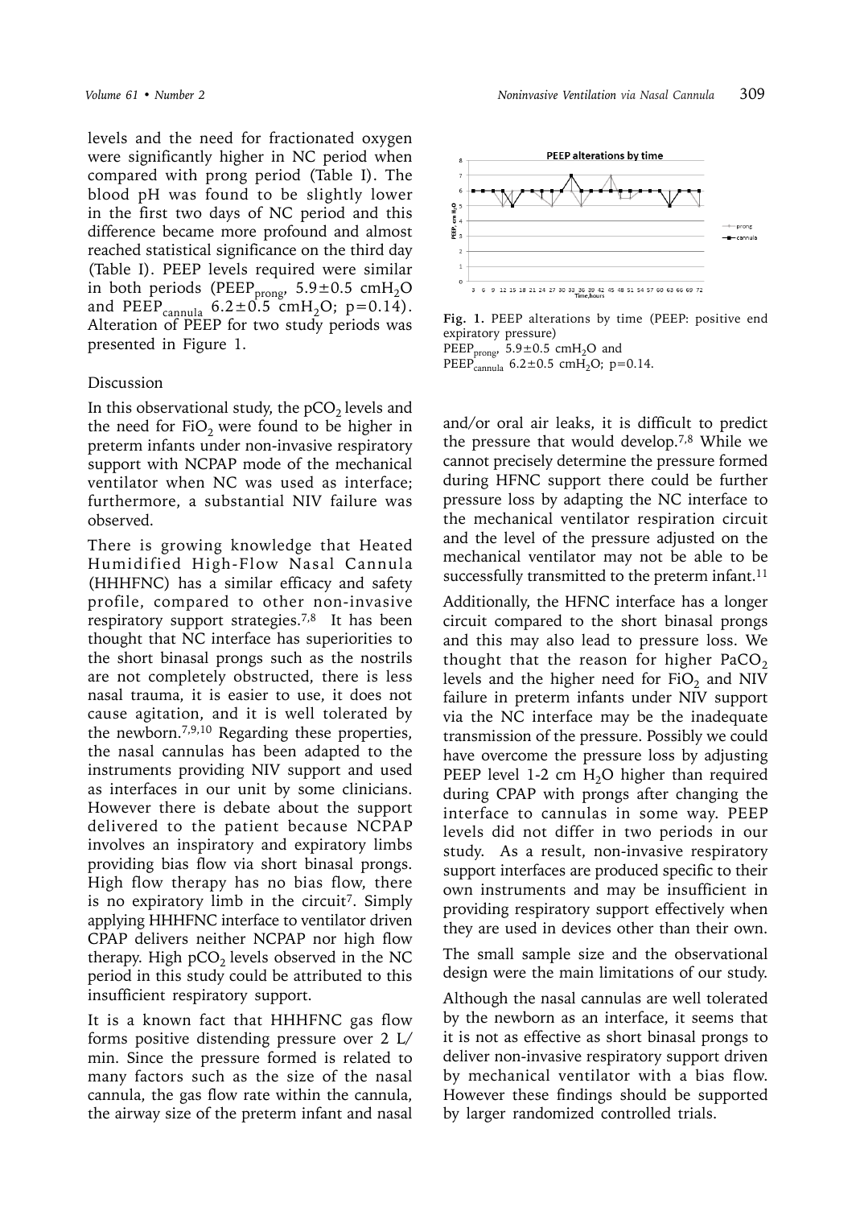levels and the need for fractionated oxygen were significantly higher in NC period when compared with prong period (Table I). The blood pH was found to be slightly lower in the first two days of NC period and this difference became more profound and almost reached statistical significance on the third day (Table I). PEEP levels required were similar in both periods ($PEEP_{prong}$, 5.9±0.5 $cmH_2O$ and $PEEP_{cannula}$ 6.2±0.5 $cmH_2O$; p=0.14). Alteration of PEEP for two study periods was presented in Figure 1.

Fig. 1. PEEP alterations by time (PEEP: positive end expiratory pressure)
$PEEP_{prong}$, 5.9±0.5 $cmH_2O$ and
$PEEP_{cannula}$ 6.2±0.5 $cmH_2O$; p=0.14.

## Discussion

In this observational study, the $pCO_2$ levels and the need for $FiO_2$ were found to be higher in preterm infants under non-invasive respiratory support with NCPAP mode of the mechanical ventilator when NC was used as interface; furthermore, a substantial NIV failure was observed.

There is growing knowledge that Heated Humidified High-Flow Nasal Cannula (HHHFNC) has a similar efficacy and safety profile, compared to other non-invasive respiratory support strategies.[7,8] It has been thought that NC interface has superiorities to the short binasal prongs such as the nostrils are not completely obstructed, there is less nasal trauma, it is easier to use, it does not cause agitation, and it is well tolerated by the newborn.[7,9,10] Regarding these properties, the nasal cannulas has been adapted to the instruments providing NIV support and used as interfaces in our unit by some clinicians. However there is debate about the support delivered to the patient because NCPAP involves an inspiratory and expiratory limbs providing bias flow via short binasal prongs. High flow therapy has no bias flow, there is no expiratory limb in the circuit[7]. Simply applying HHHFNC interface to ventilator driven CPAP delivers neither NCPAP nor high flow therapy. High $pCO_2$ levels observed in the NC period in this study could be attributed to this insufficient respiratory support.

It is a known fact that HHHFNC gas flow forms positive distending pressure over 2 L/min. Since the pressure formed is related to many factors such as the size of the nasal cannula, the gas flow rate within the cannula, the airway size of the preterm infant and nasal and/or oral air leaks, it is difficult to predict the pressure that would develop.[7,8] While we cannot precisely determine the pressure formed during HFNC support there could be further pressure loss by adapting the NC interface to the mechanical ventilator respiration circuit and the level of the pressure adjusted on the mechanical ventilator may not be able to be successfully transmitted to the preterm infant.[11]

Additionally, the HFNC interface has a longer circuit compared to the short binasal prongs and this may also lead to pressure loss. We thought that the reason for higher $PaCO_2$ levels and the higher need for $FiO_2$ and NIV failure in preterm infants under NIV support via the NC interface may be the inadequate transmission of the pressure. Possibly we could have overcome the pressure loss by adjusting PEEP level 1-2 cm $H_2O$ higher than required during CPAP with prongs after changing the interface to cannulas in some way. PEEP levels did not differ in two periods in our study. As a result, non-invasive respiratory support interfaces are produced specific to their own instruments and may be insufficient in providing respiratory support effectively when they are used in devices other than their own.

The small sample size and the observational design were the main limitations of our study.

Although the nasal cannulas are well tolerated by the newborn as an interface, it seems that it is not as effective as short binasal prongs to deliver non-invasive respiratory support driven by mechanical ventilator with a bias flow. However these findings should be supported by larger randomized controlled trials.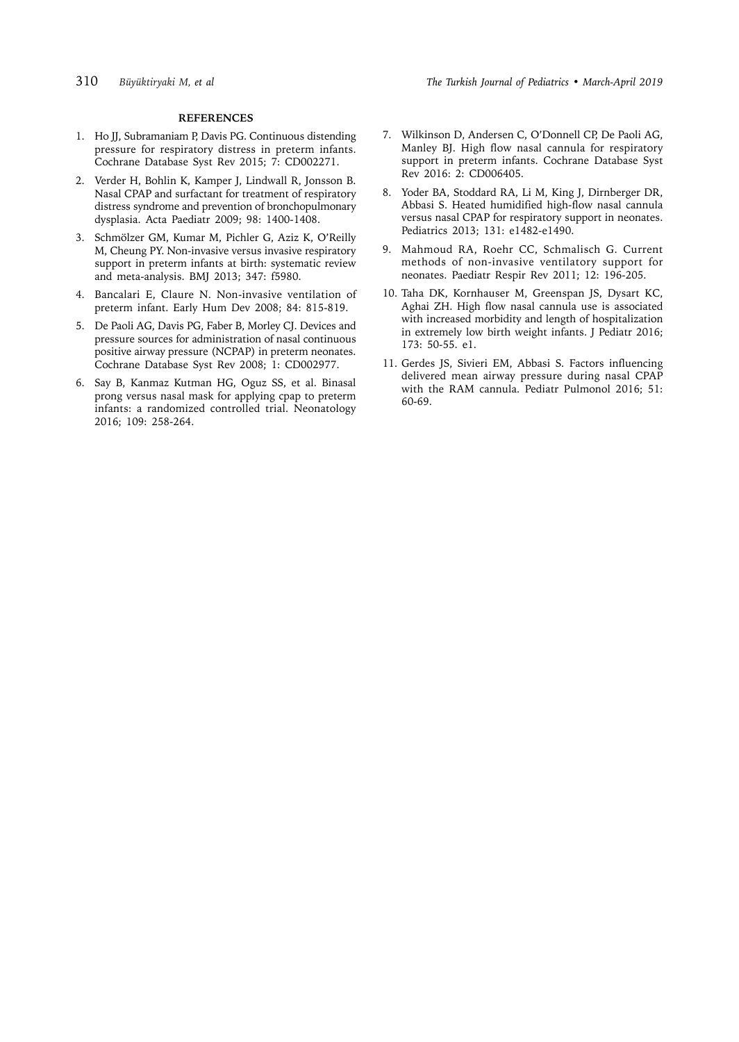## REFERENCES

1. Ho JJ, Subramaniam P, Davis PG. Continuous distending pressure for respiratory distress in preterm infants. Cochrane Database Syst Rev 2015; 7: CD002271.
2. Verder H, Bohlin K, Kamper J, Lindwall R, Jonsson B. Nasal CPAP and surfactant for treatment of respiratory distress syndrome and prevention of bronchopulmonary dysplasia. Acta Paediatr 2009; 98: 1400-1408.
3. Schmölzer GM, Kumar M, Pichler G, Aziz K, O'Reilly M, Cheung PY. Non-invasive versus invasive respiratory support in preterm infants at birth: systematic review and meta-analysis. BMJ 2013; 347: f5980.
4. Bancalari E, Claure N. Non-invasive ventilation of preterm infant. Early Hum Dev 2008; 84: 815-819.
5. De Paoli AG, Davis PG, Faber B, Morley CJ. Devices and pressure sources for administration of nasal continuous positive airway pressure (NCPAP) in preterm neonates. Cochrane Database Syst Rev 2008; 1: CD002977.
6. Say B, Kanmaz Kutman HG, Oguz SS, et al. Binasal prong versus nasal mask for applying cpap to preterm infants: a randomized controlled trial. Neonatology 2016; 109: 258-264.
7. Wilkinson D, Andersen C, O'Donnell CP, De Paoli AG, Manley BJ. High flow nasal cannula for respiratory support in preterm infants. Cochrane Database Syst Rev 2016: 2: CD006405.
8. Yoder BA, Stoddard RA, Li M, King J, Dirnberger DR, Abbasi S. Heated humidified high-flow nasal cannula versus nasal CPAP for respiratory support in neonates. Pediatrics 2013; 131: e1482-e1490.
9. Mahmoud RA, Roehr CC, Schmalisch G. Current methods of non-invasive ventilatory support for neonates. Paediatr Respir Rev 2011; 12: 196-205.
10. Taha DK, Kornhauser M, Greenspan JS, Dysart KC, Aghai ZH. High flow nasal cannula use is associated with increased morbidity and length of hospitalization in extremely low birth weight infants. J Pediatr 2016; 173: 50-55. e1.
11. Gerdes JS, Sivieri EM, Abbasi S. Factors influencing delivered mean airway pressure during nasal CPAP with the RAM cannula. Pediatr Pulmonol 2016; 51: 60-69.